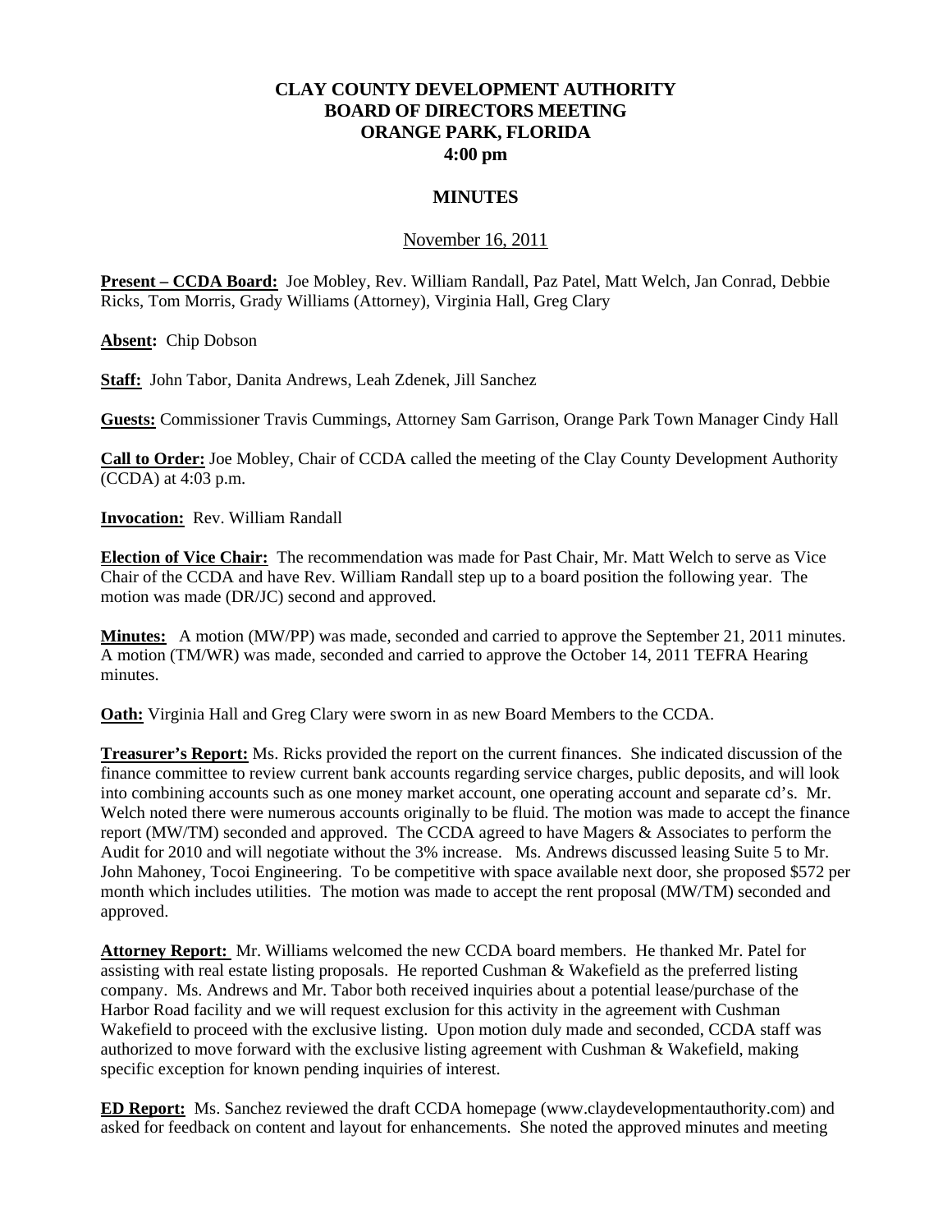# CLAY COUNTY DEVELOPMENT AUTHORITY
# BOARD OF DIRECTORS MEETING
# ORANGE PARK, FLORIDA
# 4:00 pm

## MINUTES

November 16, 2011

**Present – CCDA Board:** Joe Mobley, Rev. William Randall, Paz Patel, Matt Welch, Jan Conrad, Debbie Ricks, Tom Morris, Grady Williams (Attorney), Virginia Hall, Greg Clary

**Absent:** Chip Dobson

**Staff:** John Tabor, Danita Andrews, Leah Zdenek, Jill Sanchez

**Guests:** Commissioner Travis Cummings, Attorney Sam Garrison, Orange Park Town Manager Cindy Hall

**Call to Order:** Joe Mobley, Chair of CCDA called the meeting of the Clay County Development Authority (CCDA) at 4:03 p.m.

**Invocation:** Rev. William Randall

**Election of Vice Chair:** The recommendation was made for Past Chair, Mr. Matt Welch to serve as Vice Chair of the CCDA and have Rev. William Randall step up to a board position the following year. The motion was made (DR/JC) second and approved.

**Minutes:** A motion (MW/PP) was made, seconded and carried to approve the September 21, 2011 minutes. A motion (TM/WR) was made, seconded and carried to approve the October 14, 2011 TEFRA Hearing minutes.

**Oath:** Virginia Hall and Greg Clary were sworn in as new Board Members to the CCDA.

**Treasurer's Report:** Ms. Ricks provided the report on the current finances. She indicated discussion of the finance committee to review current bank accounts regarding service charges, public deposits, and will look into combining accounts such as one money market account, one operating account and separate cd's. Mr. Welch noted there were numerous accounts originally to be fluid. The motion was made to accept the finance report (MW/TM) seconded and approved. The CCDA agreed to have Magers & Associates to perform the Audit for 2010 and will negotiate without the 3% increase. Ms. Andrews discussed leasing Suite 5 to Mr. John Mahoney, Tocoi Engineering. To be competitive with space available next door, she proposed $572 per month which includes utilities. The motion was made to accept the rent proposal (MW/TM) seconded and approved.

**Attorney Report:** Mr. Williams welcomed the new CCDA board members. He thanked Mr. Patel for assisting with real estate listing proposals. He reported Cushman & Wakefield as the preferred listing company. Ms. Andrews and Mr. Tabor both received inquiries about a potential lease/purchase of the Harbor Road facility and we will request exclusion for this activity in the agreement with Cushman Wakefield to proceed with the exclusive listing. Upon motion duly made and seconded, CCDA staff was authorized to move forward with the exclusive listing agreement with Cushman & Wakefield, making specific exception for known pending inquiries of interest.

**ED Report:** Ms. Sanchez reviewed the draft CCDA homepage (www.claydevelopmentauthority.com) and asked for feedback on content and layout for enhancements. She noted the approved minutes and meeting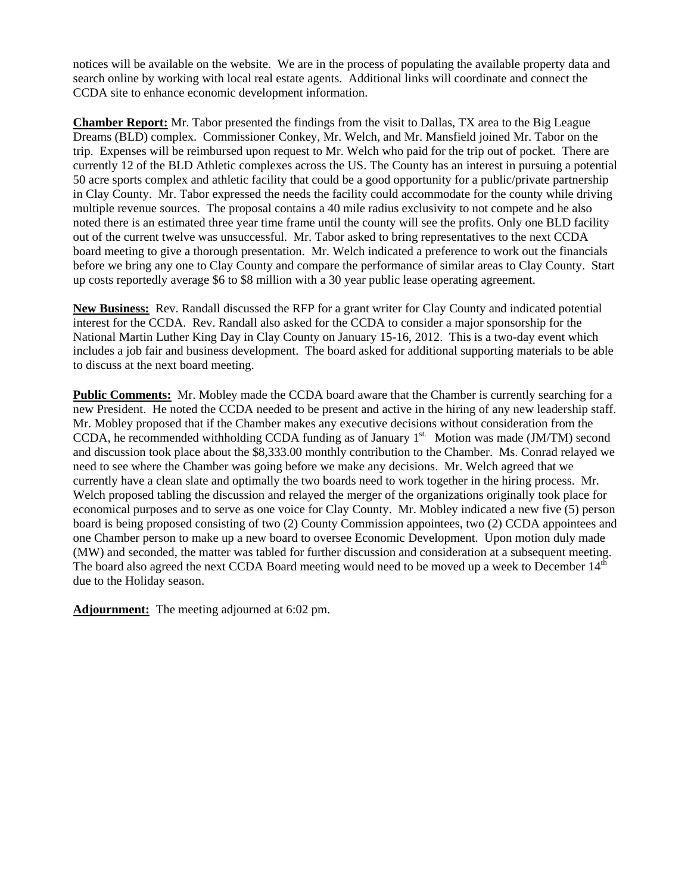notices will be available on the website. We are in the process of populating the available property data and search online by working with local real estate agents. Additional links will coordinate and connect the CCDA site to enhance economic development information.

**Chamber Report:** Mr. Tabor presented the findings from the visit to Dallas, TX area to the Big League Dreams (BLD) complex. Commissioner Conkey, Mr. Welch, and Mr. Mansfield joined Mr. Tabor on the trip. Expenses will be reimbursed upon request to Mr. Welch who paid for the trip out of pocket. There are currently 12 of the BLD Athletic complexes across the US. The County has an interest in pursuing a potential 50 acre sports complex and athletic facility that could be a good opportunity for a public/private partnership in Clay County. Mr. Tabor expressed the needs the facility could accommodate for the county while driving multiple revenue sources. The proposal contains a 40 mile radius exclusivity to not compete and he also noted there is an estimated three year time frame until the county will see the profits. Only one BLD facility out of the current twelve was unsuccessful. Mr. Tabor asked to bring representatives to the next CCDA board meeting to give a thorough presentation. Mr. Welch indicated a preference to work out the financials before we bring any one to Clay County and compare the performance of similar areas to Clay County. Start up costs reportedly average $6 to $8 million with a 30 year public lease operating agreement.

**New Business:** Rev. Randall discussed the RFP for a grant writer for Clay County and indicated potential interest for the CCDA. Rev. Randall also asked for the CCDA to consider a major sponsorship for the National Martin Luther King Day in Clay County on January 15-16, 2012. This is a two-day event which includes a job fair and business development. The board asked for additional supporting materials to be able to discuss at the next board meeting.

**Public Comments:** Mr. Mobley made the CCDA board aware that the Chamber is currently searching for a new President. He noted the CCDA needed to be present and active in the hiring of any new leadership staff. Mr. Mobley proposed that if the Chamber makes any executive decisions without consideration from the CCDA, he recommended withholding CCDA funding as of January 1st. Motion was made (JM/TM) second and discussion took place about the $8,333.00 monthly contribution to the Chamber. Ms. Conrad relayed we need to see where the Chamber was going before we make any decisions. Mr. Welch agreed that we currently have a clean slate and optimally the two boards need to work together in the hiring process. Mr. Welch proposed tabling the discussion and relayed the merger of the organizations originally took place for economical purposes and to serve as one voice for Clay County. Mr. Mobley indicated a new five (5) person board is being proposed consisting of two (2) County Commission appointees, two (2) CCDA appointees and one Chamber person to make up a new board to oversee Economic Development. Upon motion duly made (MW) and seconded, the matter was tabled for further discussion and consideration at a subsequent meeting. The board also agreed the next CCDA Board meeting would need to be moved up a week to December 14th due to the Holiday season.

**Adjournment:** The meeting adjourned at 6:02 pm.